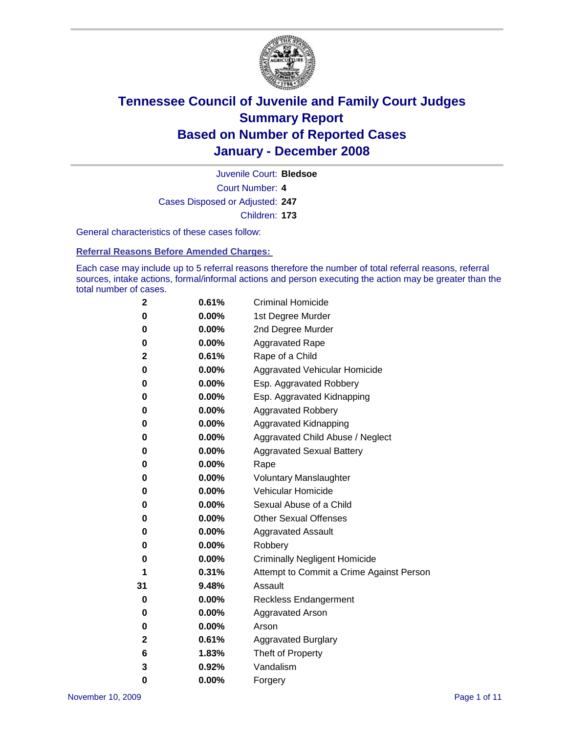# Tennessee Council of Juvenile and Family Court Judges
## Summary Report
## Based on Number of Reported Cases
## January - December 2008

Juvenile Court: **Bledsoe**

Court Number: **4**

Cases Disposed or Adjusted: **247**

Children: **173**

General characteristics of these cases follow:

### Referral Reasons Before Amended Charges:

Each case may include up to 5 referral reasons therefore the number of total referral reasons, referral sources, intake actions, formal/informal actions and person executing the action may be greater than the total number of cases.

| | | |
|---|---|---|
| 2 | 0.61% | Criminal Homicide |
| 0 | 0.00% | 1st Degree Murder |
| 0 | 0.00% | 2nd Degree Murder |
| 0 | 0.00% | Aggravated Rape |
| 2 | 0.61% | Rape of a Child |
| 0 | 0.00% | Aggravated Vehicular Homicide |
| 0 | 0.00% | Esp. Aggravated Robbery |
| 0 | 0.00% | Esp. Aggravated Kidnapping |
| 0 | 0.00% | Aggravated Robbery |
| 0 | 0.00% | Aggravated Kidnapping |
| 0 | 0.00% | Aggravated Child Abuse / Neglect |
| 0 | 0.00% | Aggravated Sexual Battery |
| 0 | 0.00% | Rape |
| 0 | 0.00% | Voluntary Manslaughter |
| 0 | 0.00% | Vehicular Homicide |
| 0 | 0.00% | Sexual Abuse of a Child |
| 0 | 0.00% | Other Sexual Offenses |
| 0 | 0.00% | Aggravated Assault |
| 0 | 0.00% | Robbery |
| 0 | 0.00% | Criminally Negligent Homicide |
| 1 | 0.31% | Attempt to Commit a Crime Against Person |
| 31 | 9.48% | Assault |
| 0 | 0.00% | Reckless Endangerment |
| 0 | 0.00% | Aggravated Arson |
| 0 | 0.00% | Arson |
| 2 | 0.61% | Aggravated Burglary |
| 6 | 1.83% | Theft of Property |
| 3 | 0.92% | Vandalism |
| 0 | 0.00% | Forgery |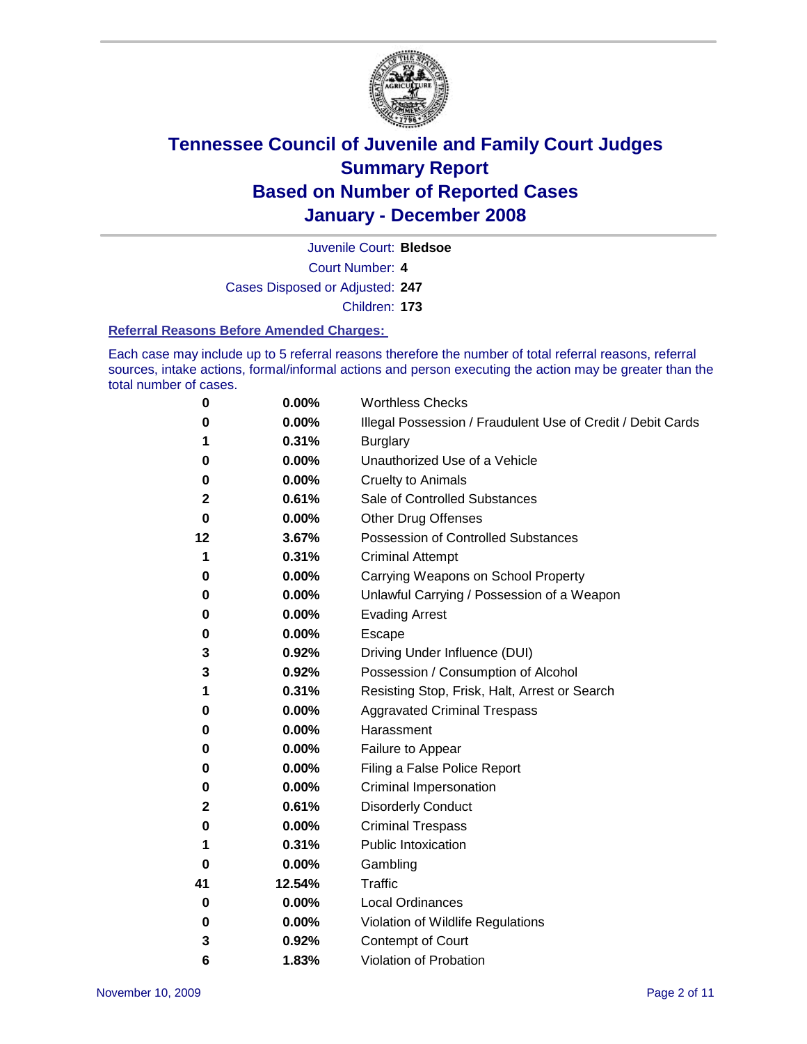# Tennessee Council of Juvenile and Family Court Judges
## Summary Report
## Based on Number of Reported Cases
## January - December 2008

Juvenile Court: **Bledsoe**

Court Number: **4**

Cases Disposed or Adjusted: **247**

Children: **173**

### Referral Reasons Before Amended Charges:

Each case may include up to 5 referral reasons therefore the number of total referral reasons, referral sources, intake actions, formal/informal actions and person executing the action may be greater than the total number of cases.

| | | |
|---|---|---|
| 0 | 0.00% | Worthless Checks |
| 0 | 0.00% | Illegal Possession / Fraudulent Use of Credit / Debit Cards |
| 1 | 0.31% | Burglary |
| 0 | 0.00% | Unauthorized Use of a Vehicle |
| 0 | 0.00% | Cruelty to Animals |
| 2 | 0.61% | Sale of Controlled Substances |
| 0 | 0.00% | Other Drug Offenses |
| 12 | 3.67% | Possession of Controlled Substances |
| 1 | 0.31% | Criminal Attempt |
| 0 | 0.00% | Carrying Weapons on School Property |
| 0 | 0.00% | Unlawful Carrying / Possession of a Weapon |
| 0 | 0.00% | Evading Arrest |
| 0 | 0.00% | Escape |
| 3 | 0.92% | Driving Under Influence (DUI) |
| 3 | 0.92% | Possession / Consumption of Alcohol |
| 1 | 0.31% | Resisting Stop, Frisk, Halt, Arrest or Search |
| 0 | 0.00% | Aggravated Criminal Trespass |
| 0 | 0.00% | Harassment |
| 0 | 0.00% | Failure to Appear |
| 0 | 0.00% | Filing a False Police Report |
| 0 | 0.00% | Criminal Impersonation |
| 2 | 0.61% | Disorderly Conduct |
| 0 | 0.00% | Criminal Trespass |
| 1 | 0.31% | Public Intoxication |
| 0 | 0.00% | Gambling |
| 41 | 12.54% | Traffic |
| 0 | 0.00% | Local Ordinances |
| 0 | 0.00% | Violation of Wildlife Regulations |
| 3 | 0.92% | Contempt of Court |
| 6 | 1.83% | Violation of Probation |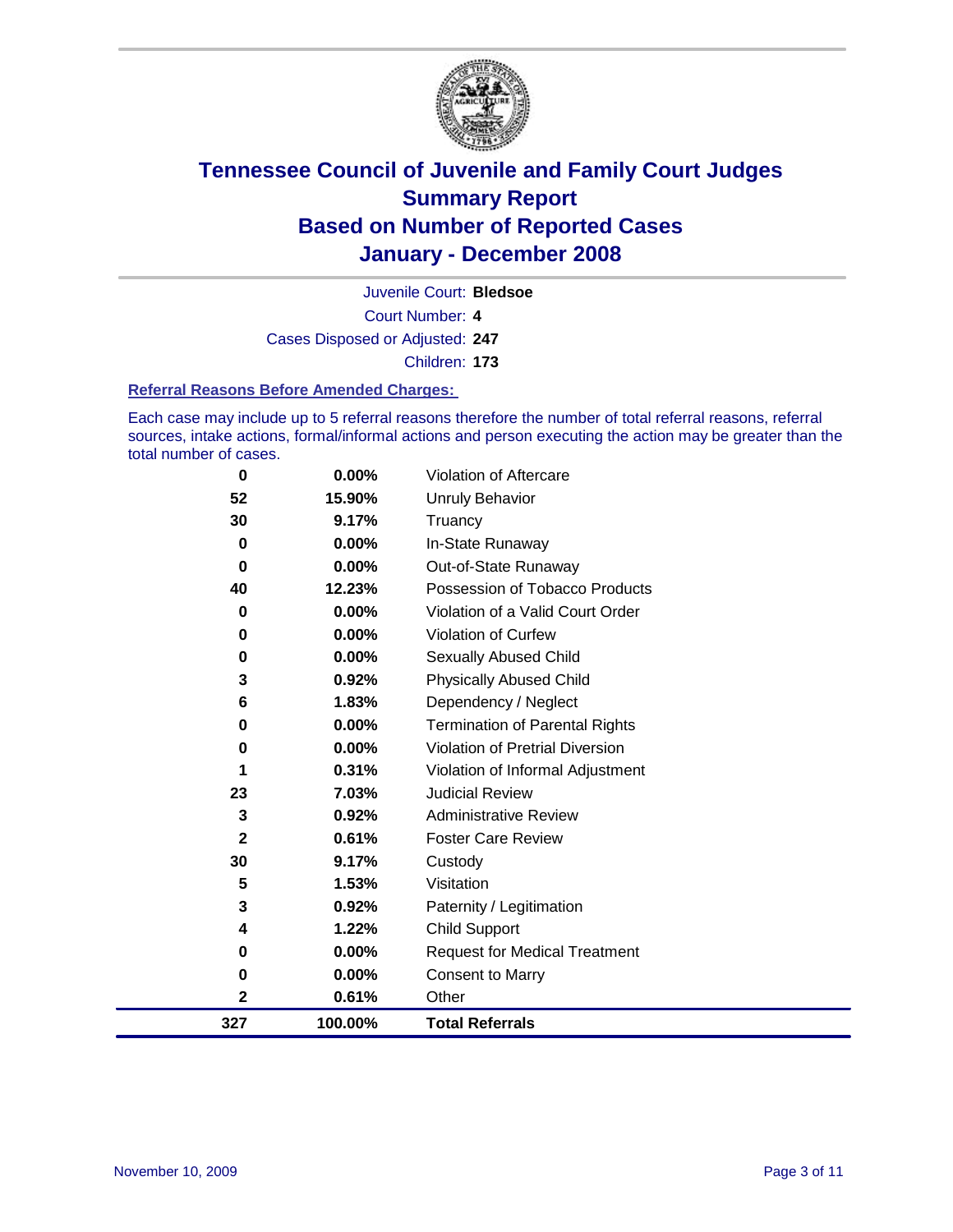# Tennessee Council of Juvenile and Family Court Judges
## Summary Report
## Based on Number of Reported Cases
## January - December 2008

Juvenile Court: **Bledsoe**

Court Number: **4**

Cases Disposed or Adjusted: **247**

Children: **173**

### Referral Reasons Before Amended Charges:

Each case may include up to 5 referral reasons therefore the number of total referral reasons, referral sources, intake actions, formal/informal actions and person executing the action may be greater than the total number of cases.

| Count | Percent | Referral Reason |
|---|---|---|
| 0 | 0.00% | Violation of Aftercare |
| 52 | 15.90% | Unruly Behavior |
| 30 | 9.17% | Truancy |
| 0 | 0.00% | In-State Runaway |
| 0 | 0.00% | Out-of-State Runaway |
| 40 | 12.23% | Possession of Tobacco Products |
| 0 | 0.00% | Violation of a Valid Court Order |
| 0 | 0.00% | Violation of Curfew |
| 0 | 0.00% | Sexually Abused Child |
| 3 | 0.92% | Physically Abused Child |
| 6 | 1.83% | Dependency / Neglect |
| 0 | 0.00% | Termination of Parental Rights |
| 0 | 0.00% | Violation of Pretrial Diversion |
| 1 | 0.31% | Violation of Informal Adjustment |
| 23 | 7.03% | Judicial Review |
| 3 | 0.92% | Administrative Review |
| 2 | 0.61% | Foster Care Review |
| 30 | 9.17% | Custody |
| 5 | 1.53% | Visitation |
| 3 | 0.92% | Paternity / Legitimation |
| 4 | 1.22% | Child Support |
| 0 | 0.00% | Request for Medical Treatment |
| 0 | 0.00% | Consent to Marry |
| 2 | 0.61% | Other |
| **327** | **100.00%** | **Total Referrals** |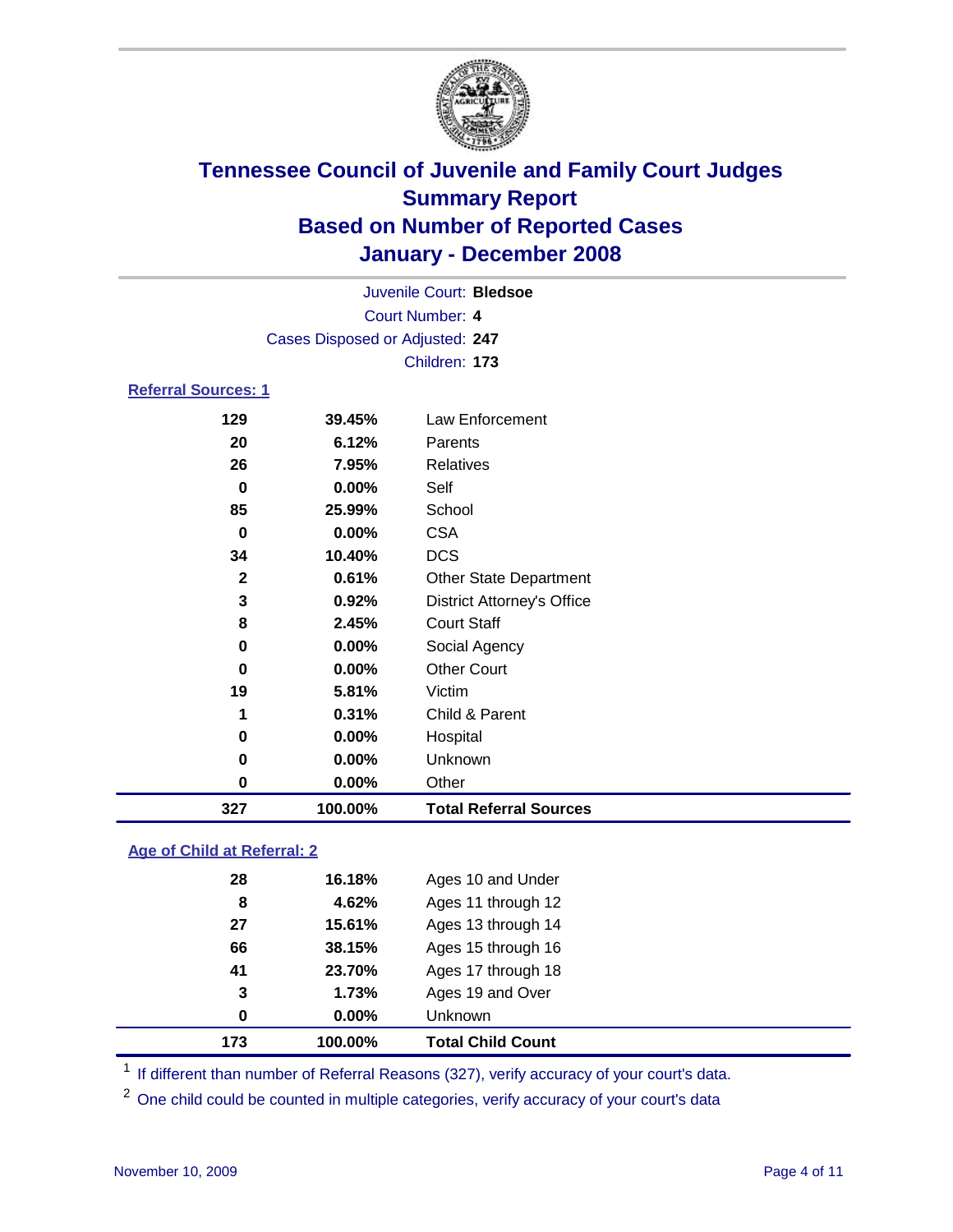# Tennessee Council of Juvenile and Family Court Judges
## Summary Report
## Based on Number of Reported Cases
## January - December 2008

Juvenile Court: **Bledsoe**
Court Number: **4**
Cases Disposed or Adjusted: **247**
Children: **173**

### Referral Sources: 1

| | | |
|---|---|---|
| 129 | 39.45% | Law Enforcement |
| 20 | 6.12% | Parents |
| 26 | 7.95% | Relatives |
| 0 | 0.00% | Self |
| 85 | 25.99% | School |
| 0 | 0.00% | CSA |
| 34 | 10.40% | DCS |
| 2 | 0.61% | Other State Department |
| 3 | 0.92% | District Attorney's Office |
| 8 | 2.45% | Court Staff |
| 0 | 0.00% | Social Agency |
| 0 | 0.00% | Other Court |
| 19 | 5.81% | Victim |
| 1 | 0.31% | Child & Parent |
| 0 | 0.00% | Hospital |
| 0 | 0.00% | Unknown |
| 0 | 0.00% | Other |
| **327** | **100.00%** | **Total Referral Sources** |

### Age of Child at Referral: 2

| | | |
|---|---|---|
| 28 | 16.18% | Ages 10 and Under |
| 8 | 4.62% | Ages 11 through 12 |
| 27 | 15.61% | Ages 13 through 14 |
| 66 | 38.15% | Ages 15 through 16 |
| 41 | 23.70% | Ages 17 through 18 |
| 3 | 1.73% | Ages 19 and Over |
| 0 | 0.00% | Unknown |
| **173** | **100.00%** | **Total Child Count** |

[1] If different than number of Referral Reasons (327), verify accuracy of your court's data.

[2] One child could be counted in multiple categories, verify accuracy of your court's data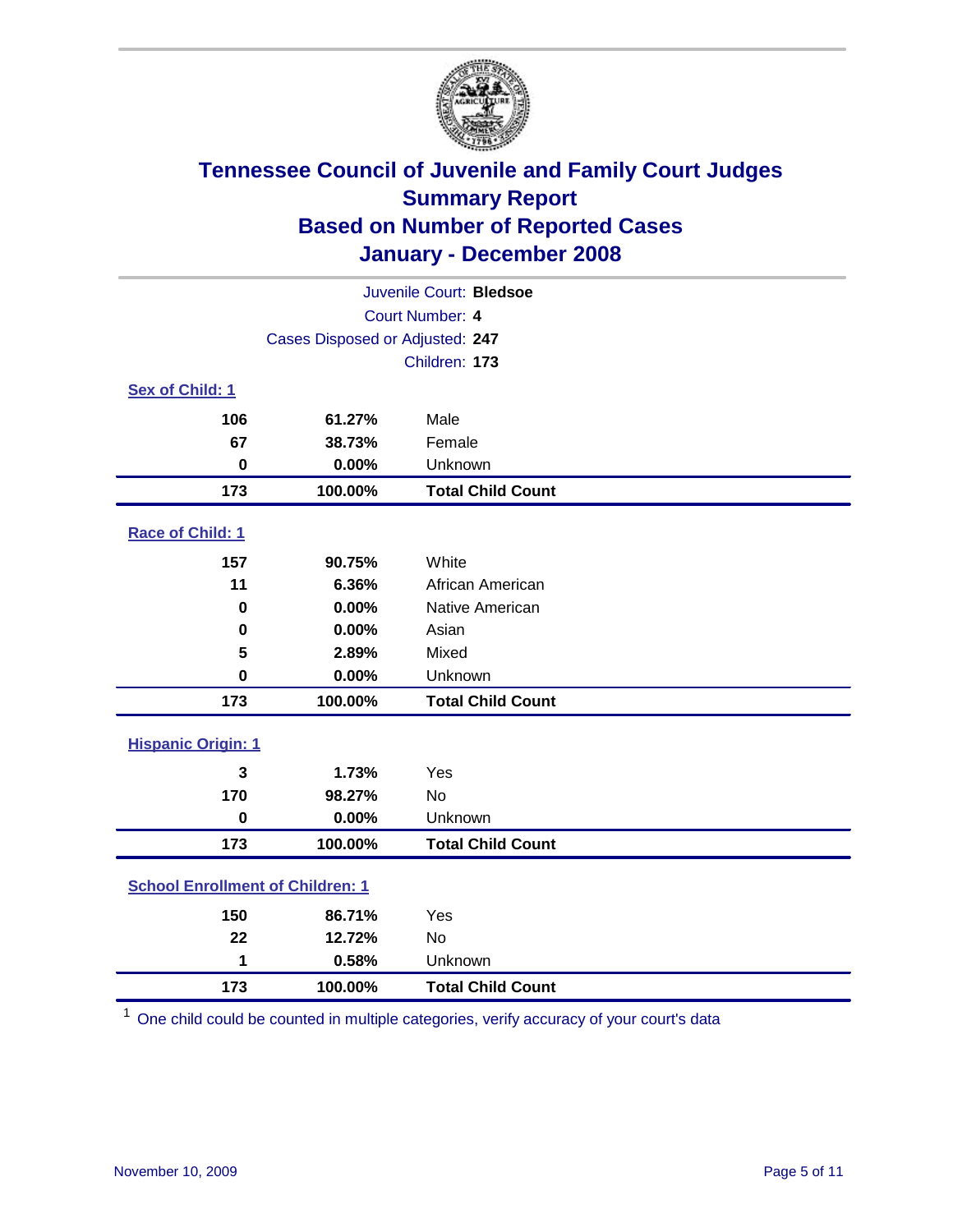# Tennessee Council of Juvenile and Family Court Judges
# Summary Report
# Based on Number of Reported Cases
# January - December 2008

Juvenile Court: **Bledsoe**

Court Number: **4**

Cases Disposed or Adjusted: **247**

Children: **173**

### Sex of Child: 1

| | | |
|---|---|---|
| 106 | 61.27% | Male |
| 67 | 38.73% | Female |
| 0 | 0.00% | Unknown |
| **173** | **100.00%** | **Total Child Count** |

### Race of Child: 1

| | | |
|---|---|---|
| 157 | 90.75% | White |
| 11 | 6.36% | African American |
| 0 | 0.00% | Native American |
| 0 | 0.00% | Asian |
| 5 | 2.89% | Mixed |
| 0 | 0.00% | Unknown |
| **173** | **100.00%** | **Total Child Count** |

### Hispanic Origin: 1

| | | |
|---|---|---|
| 3 | 1.73% | Yes |
| 170 | 98.27% | No |
| 0 | 0.00% | Unknown |
| **173** | **100.00%** | **Total Child Count** |

### School Enrollment of Children: 1

| | | |
|---|---|---|
| 150 | 86.71% | Yes |
| 22 | 12.72% | No |
| 1 | 0.58% | Unknown |
| **173** | **100.00%** | **Total Child Count** |

[1] One child could be counted in multiple categories, verify accuracy of your court's data

November 10, 2009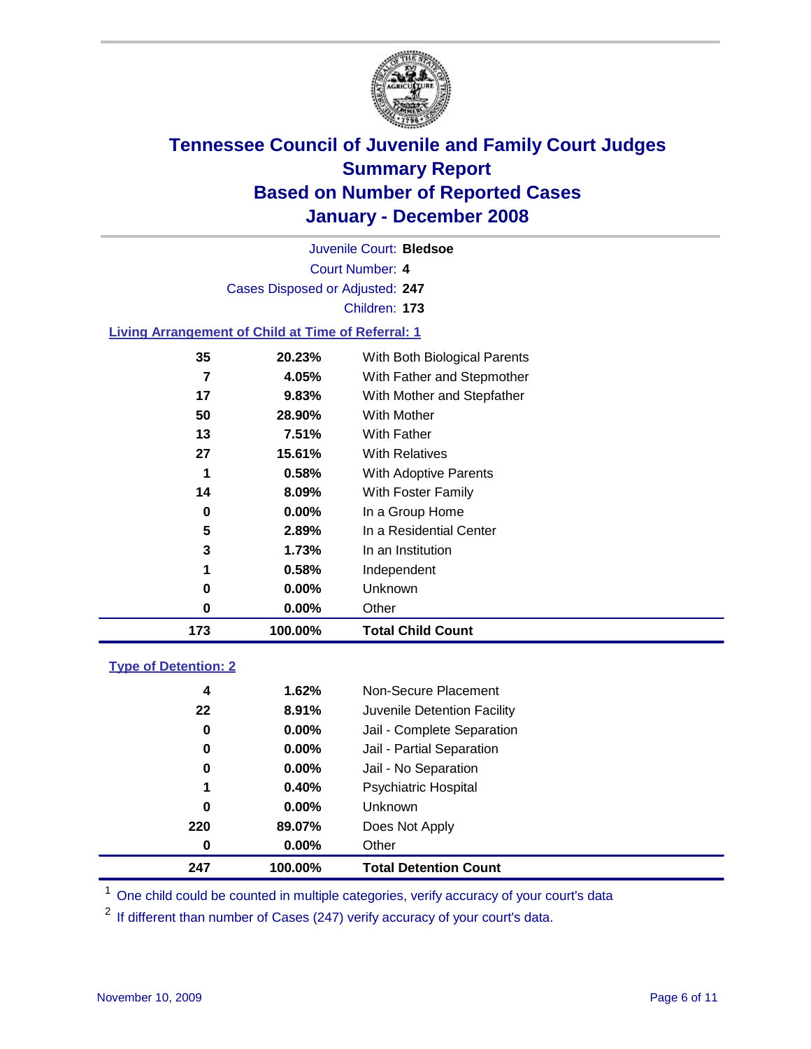# Tennessee Council of Juvenile and Family Court Judges
## Summary Report
## Based on Number of Reported Cases
## January - December 2008

Juvenile Court: **Bledsoe**
Court Number: **4**
Cases Disposed or Adjusted: **247**
Children: **173**

### Living Arrangement of Child at Time of Referral: 1

| Count | Percent | Arrangement |
|---|---|---|
| 35 | 20.23% | With Both Biological Parents |
| 7 | 4.05% | With Father and Stepmother |
| 17 | 9.83% | With Mother and Stepfather |
| 50 | 28.90% | With Mother |
| 13 | 7.51% | With Father |
| 27 | 15.61% | With Relatives |
| 1 | 0.58% | With Adoptive Parents |
| 14 | 8.09% | With Foster Family |
| 0 | 0.00% | In a Group Home |
| 5 | 2.89% | In a Residential Center |
| 3 | 1.73% | In an Institution |
| 1 | 0.58% | Independent |
| 0 | 0.00% | Unknown |
| 0 | 0.00% | Other |
| **173** | **100.00%** | **Total Child Count** |

### Type of Detention: 2

| Count | Percent | Type |
|---|---|---|
| 4 | 1.62% | Non-Secure Placement |
| 22 | 8.91% | Juvenile Detention Facility |
| 0 | 0.00% | Jail - Complete Separation |
| 0 | 0.00% | Jail - Partial Separation |
| 0 | 0.00% | Jail - No Separation |
| 1 | 0.40% | Psychiatric Hospital |
| 0 | 0.00% | Unknown |
| 220 | 89.07% | Does Not Apply |
| 0 | 0.00% | Other |
| **247** | **100.00%** | **Total Detention Count** |

[1] One child could be counted in multiple categories, verify accuracy of your court's data

[2] If different than number of Cases (247) verify accuracy of your court's data.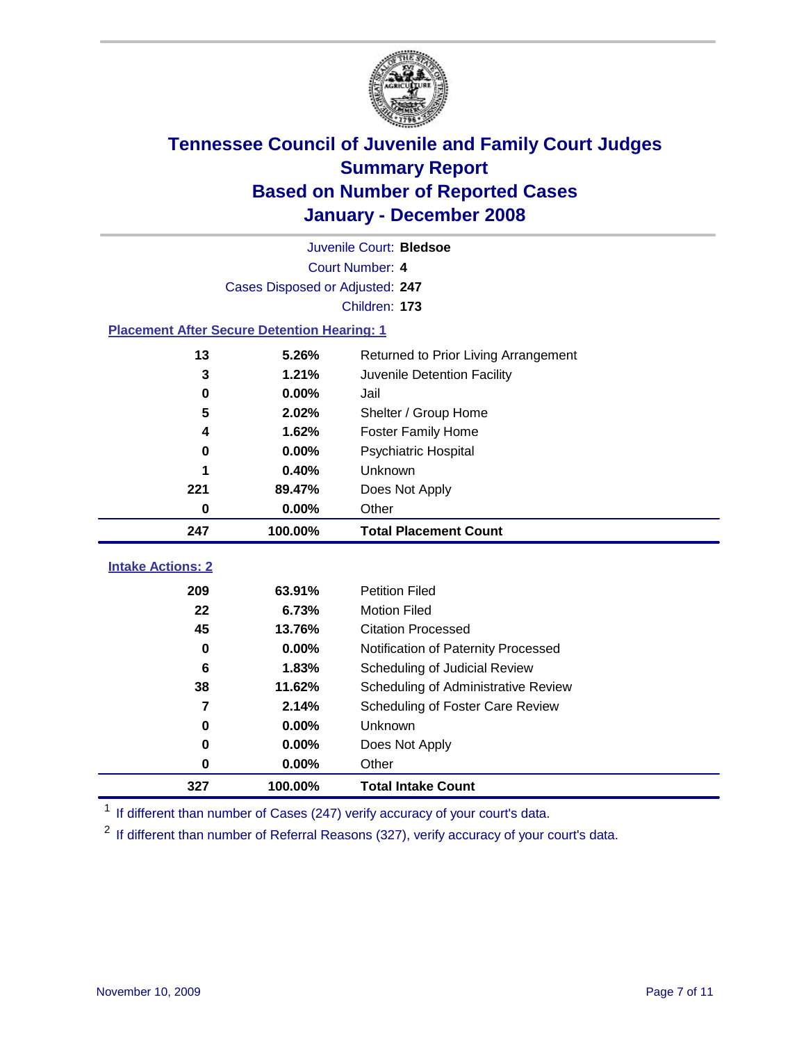# Tennessee Council of Juvenile and Family Court Judges
## Summary Report
## Based on Number of Reported Cases
## January - December 2008

Juvenile Court: **Bledsoe**

Court Number: **4**

Cases Disposed or Adjusted: **247**

Children: **173**

### Placement After Secure Detention Hearing: 1

| | | |
|---|---|---|
| 13 | 5.26% | Returned to Prior Living Arrangement |
| 3 | 1.21% | Juvenile Detention Facility |
| 0 | 0.00% | Jail |
| 5 | 2.02% | Shelter / Group Home |
| 4 | 1.62% | Foster Family Home |
| 0 | 0.00% | Psychiatric Hospital |
| 1 | 0.40% | Unknown |
| 221 | 89.47% | Does Not Apply |
| 0 | 0.00% | Other |
| **247** | **100.00%** | **Total Placement Count** |

### Intake Actions: 2

| | | |
|---|---|---|
| 209 | 63.91% | Petition Filed |
| 22 | 6.73% | Motion Filed |
| 45 | 13.76% | Citation Processed |
| 0 | 0.00% | Notification of Paternity Processed |
| 6 | 1.83% | Scheduling of Judicial Review |
| 38 | 11.62% | Scheduling of Administrative Review |
| 7 | 2.14% | Scheduling of Foster Care Review |
| 0 | 0.00% | Unknown |
| 0 | 0.00% | Does Not Apply |
| 0 | 0.00% | Other |
| **327** | **100.00%** | **Total Intake Count** |

[1] If different than number of Cases (247) verify accuracy of your court's data.

[2] If different than number of Referral Reasons (327), verify accuracy of your court's data.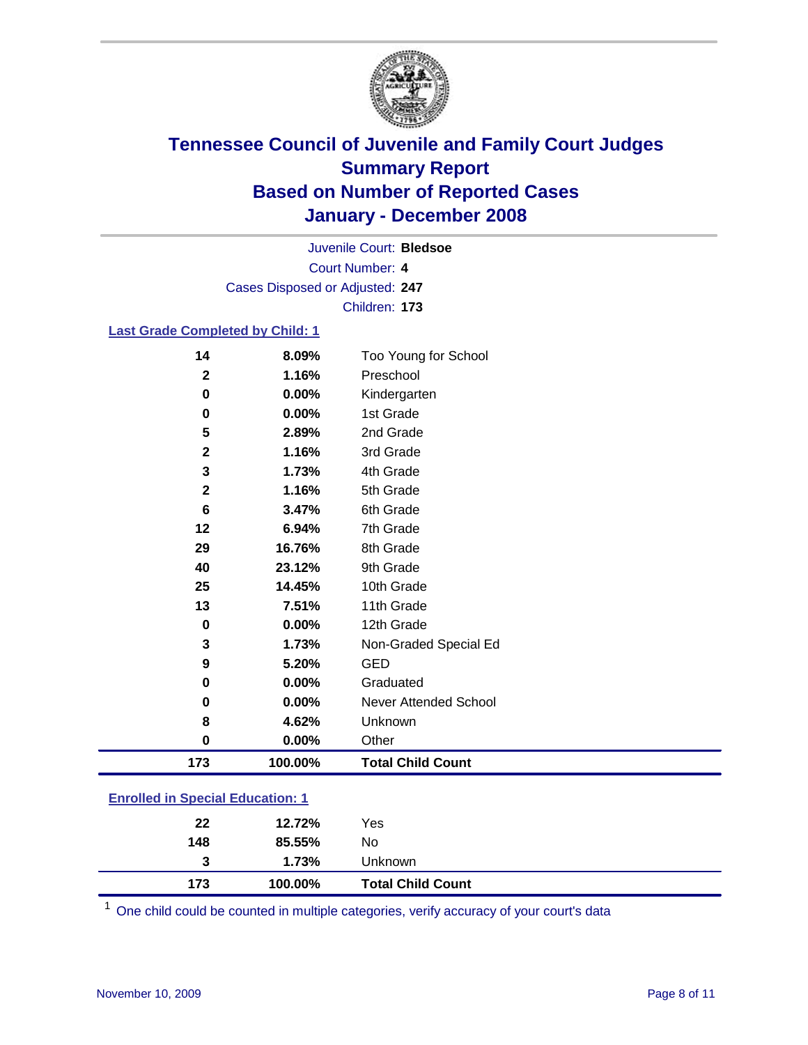# Tennessee Council of Juvenile and Family Court Judges
## Summary Report
## Based on Number of Reported Cases
## January - December 2008

Juvenile Court: **Bledsoe**
Court Number: **4**
Cases Disposed or Adjusted: **247**
Children: **173**

### Last Grade Completed by Child: [1]

| | | |
|---|---|---|
| 14 | 8.09% | Too Young for School |
| 2 | 1.16% | Preschool |
| 0 | 0.00% | Kindergarten |
| 0 | 0.00% | 1st Grade |
| 5 | 2.89% | 2nd Grade |
| 2 | 1.16% | 3rd Grade |
| 3 | 1.73% | 4th Grade |
| 2 | 1.16% | 5th Grade |
| 6 | 3.47% | 6th Grade |
| 12 | 6.94% | 7th Grade |
| 29 | 16.76% | 8th Grade |
| 40 | 23.12% | 9th Grade |
| 25 | 14.45% | 10th Grade |
| 13 | 7.51% | 11th Grade |
| 0 | 0.00% | 12th Grade |
| 3 | 1.73% | Non-Graded Special Ed |
| 9 | 5.20% | GED |
| 0 | 0.00% | Graduated |
| 0 | 0.00% | Never Attended School |
| 8 | 4.62% | Unknown |
| 0 | 0.00% | Other |
| **173** | **100.00%** | **Total Child Count** |

### Enrolled in Special Education: [1]

| | | |
|---|---|---|
| 22 | 12.72% | Yes |
| 148 | 85.55% | No |
| 3 | 1.73% | Unknown |
| **173** | **100.00%** | **Total Child Count** |

[1] One child could be counted in multiple categories, verify accuracy of your court's data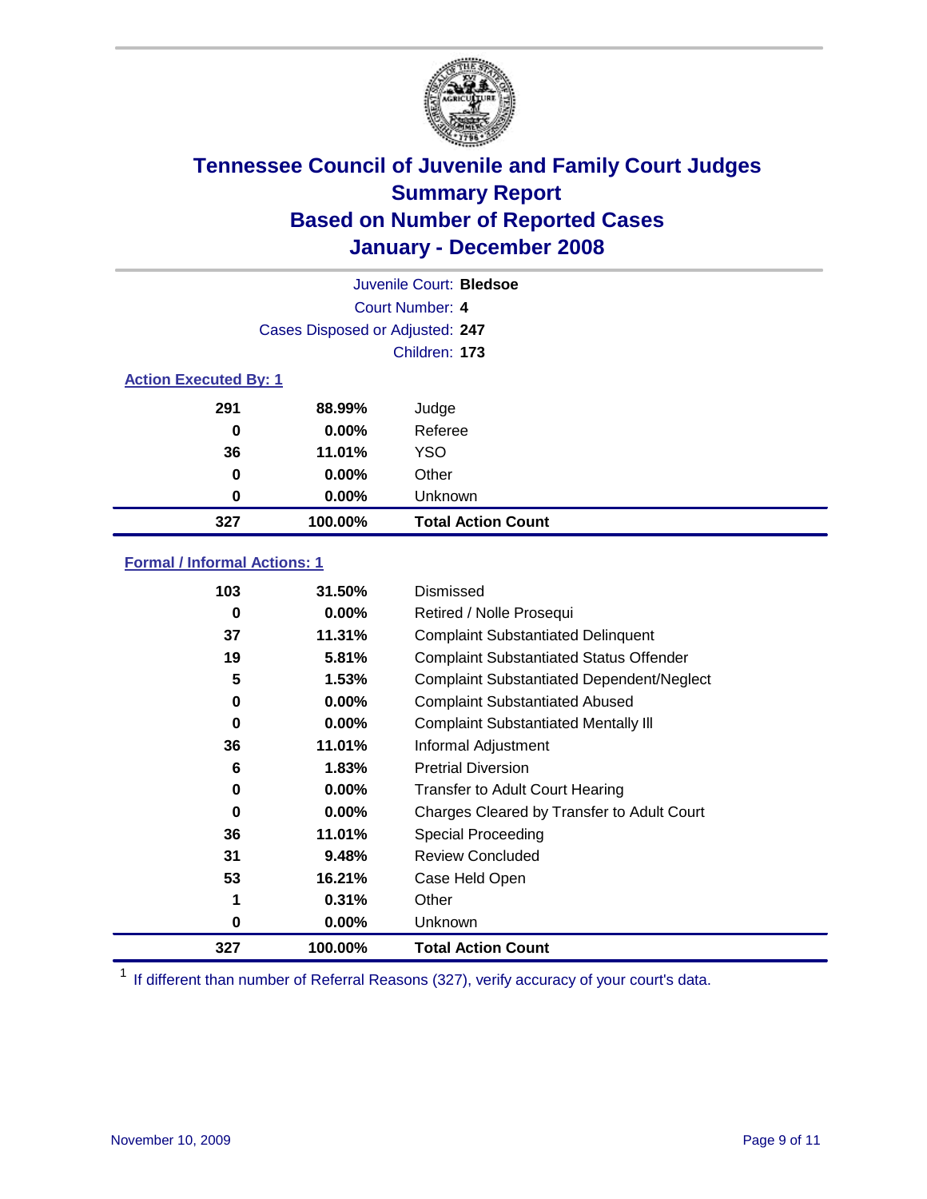# Tennessee Council of Juvenile and Family Court Judges
## Summary Report
## Based on Number of Reported Cases
## January - December 2008

Juvenile Court: **Bledsoe**
Court Number: **4**
Cases Disposed or Adjusted: **247**
Children: **173**

### Action Executed By: 1

| Count | Percent | Action |
|---|---|---|
| 291 | 88.99% | Judge |
| 0 | 0.00% | Referee |
| 36 | 11.01% | YSO |
| 0 | 0.00% | Other |
| 0 | 0.00% | Unknown |
| **327** | **100.00%** | **Total Action Count** |

### Formal / Informal Actions: 1

| Count | Percent | Action |
|---|---|---|
| 103 | 31.50% | Dismissed |
| 0 | 0.00% | Retired / Nolle Prosequi |
| 37 | 11.31% | Complaint Substantiated Delinquent |
| 19 | 5.81% | Complaint Substantiated Status Offender |
| 5 | 1.53% | Complaint Substantiated Dependent/Neglect |
| 0 | 0.00% | Complaint Substantiated Abused |
| 0 | 0.00% | Complaint Substantiated Mentally Ill |
| 36 | 11.01% | Informal Adjustment |
| 6 | 1.83% | Pretrial Diversion |
| 0 | 0.00% | Transfer to Adult Court Hearing |
| 0 | 0.00% | Charges Cleared by Transfer to Adult Court |
| 36 | 11.01% | Special Proceeding |
| 31 | 9.48% | Review Concluded |
| 53 | 16.21% | Case Held Open |
| 1 | 0.31% | Other |
| 0 | 0.00% | Unknown |
| **327** | **100.00%** | **Total Action Count** |

[1] If different than number of Referral Reasons (327), verify accuracy of your court's data.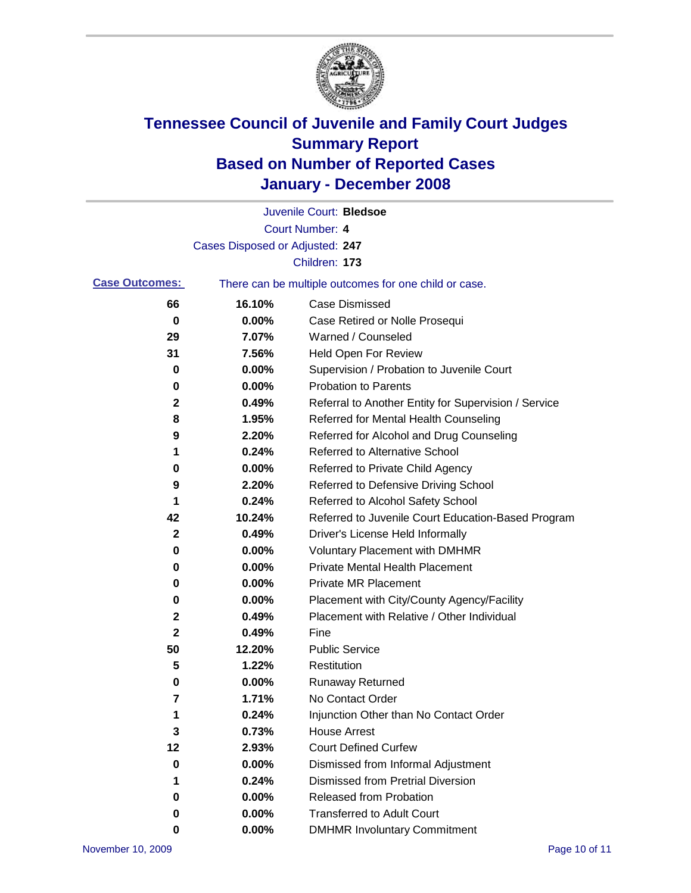# Tennessee Council of Juvenile and Family Court Judges
# Summary Report
# Based on Number of Reported Cases
# January - December 2008

Juvenile Court: **Bledsoe**

Court Number: **4**

Cases Disposed or Adjusted: **247**

Children: **173**

**Case Outcomes:** There can be multiple outcomes for one child or case.

| | | |
|---|---|---|
| 66 | 16.10% | Case Dismissed |
| 0 | 0.00% | Case Retired or Nolle Prosequi |
| 29 | 7.07% | Warned / Counseled |
| 31 | 7.56% | Held Open For Review |
| 0 | 0.00% | Supervision / Probation to Juvenile Court |
| 0 | 0.00% | Probation to Parents |
| 2 | 0.49% | Referral to Another Entity for Supervision / Service |
| 8 | 1.95% | Referred for Mental Health Counseling |
| 9 | 2.20% | Referred for Alcohol and Drug Counseling |
| 1 | 0.24% | Referred to Alternative School |
| 0 | 0.00% | Referred to Private Child Agency |
| 9 | 2.20% | Referred to Defensive Driving School |
| 1 | 0.24% | Referred to Alcohol Safety School |
| 42 | 10.24% | Referred to Juvenile Court Education-Based Program |
| 2 | 0.49% | Driver's License Held Informally |
| 0 | 0.00% | Voluntary Placement with DMHMR |
| 0 | 0.00% | Private Mental Health Placement |
| 0 | 0.00% | Private MR Placement |
| 0 | 0.00% | Placement with City/County Agency/Facility |
| 2 | 0.49% | Placement with Relative / Other Individual |
| 2 | 0.49% | Fine |
| 50 | 12.20% | Public Service |
| 5 | 1.22% | Restitution |
| 0 | 0.00% | Runaway Returned |
| 7 | 1.71% | No Contact Order |
| 1 | 0.24% | Injunction Other than No Contact Order |
| 3 | 0.73% | House Arrest |
| 12 | 2.93% | Court Defined Curfew |
| 0 | 0.00% | Dismissed from Informal Adjustment |
| 1 | 0.24% | Dismissed from Pretrial Diversion |
| 0 | 0.00% | Released from Probation |
| 0 | 0.00% | Transferred to Adult Court |
| 0 | 0.00% | DMHMR Involuntary Commitment |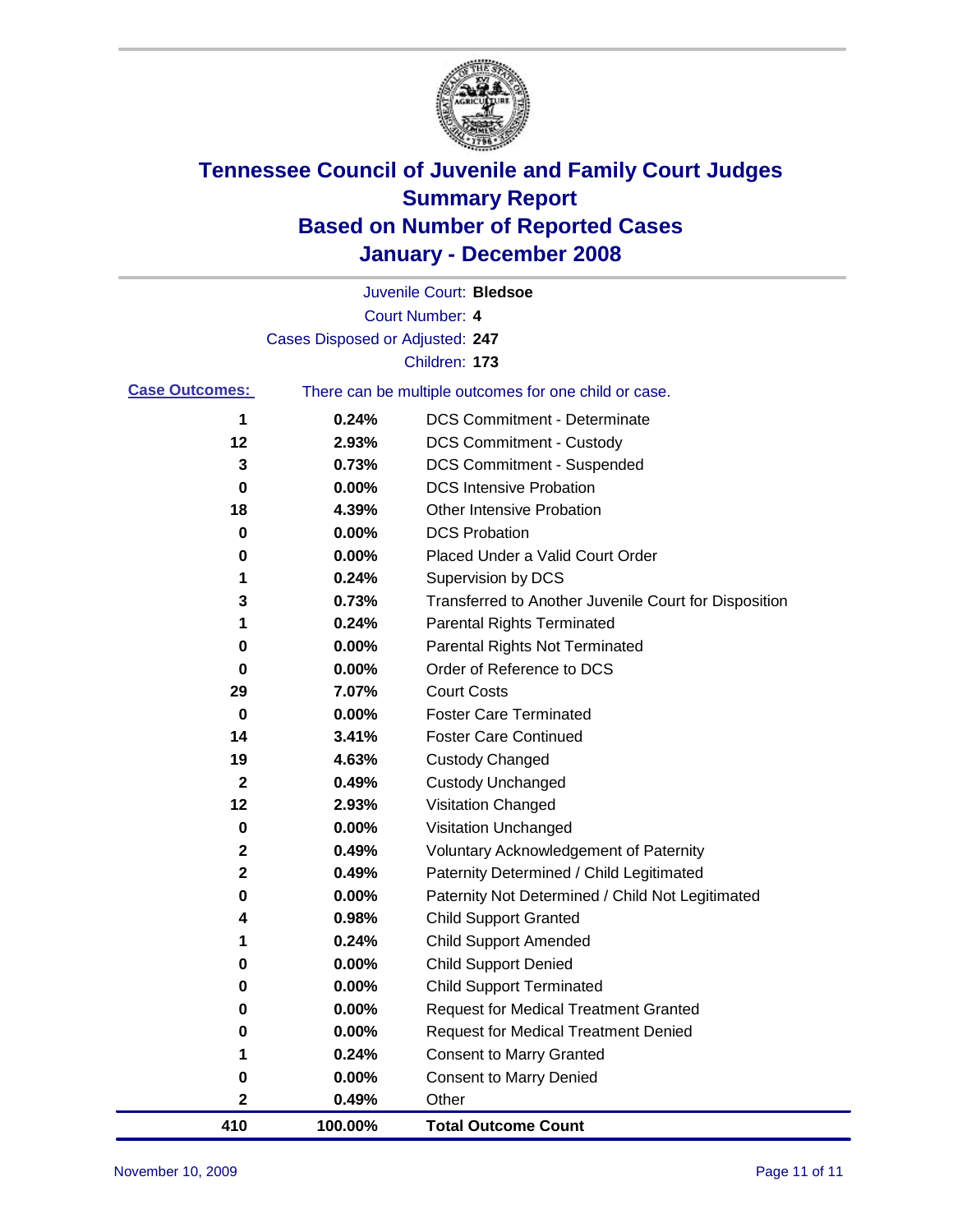# Tennessee Council of Juvenile and Family Court Judges
## Summary Report
## Based on Number of Reported Cases
## January - December 2008

Juvenile Court: **Bledsoe**

Court Number: **4**

Cases Disposed or Adjusted: **247**

Children: **173**

**Case Outcomes:** There can be multiple outcomes for one child or case.

| | | |
|---|---|---|
| 1 | 0.24% | DCS Commitment - Determinate |
| 12 | 2.93% | DCS Commitment - Custody |
| 3 | 0.73% | DCS Commitment - Suspended |
| 0 | 0.00% | DCS Intensive Probation |
| 18 | 4.39% | Other Intensive Probation |
| 0 | 0.00% | DCS Probation |
| 0 | 0.00% | Placed Under a Valid Court Order |
| 1 | 0.24% | Supervision by DCS |
| 3 | 0.73% | Transferred to Another Juvenile Court for Disposition |
| 1 | 0.24% | Parental Rights Terminated |
| 0 | 0.00% | Parental Rights Not Terminated |
| 0 | 0.00% | Order of Reference to DCS |
| 29 | 7.07% | Court Costs |
| 0 | 0.00% | Foster Care Terminated |
| 14 | 3.41% | Foster Care Continued |
| 19 | 4.63% | Custody Changed |
| 2 | 0.49% | Custody Unchanged |
| 12 | 2.93% | Visitation Changed |
| 0 | 0.00% | Visitation Unchanged |
| 2 | 0.49% | Voluntary Acknowledgement of Paternity |
| 2 | 0.49% | Paternity Determined / Child Legitimated |
| 0 | 0.00% | Paternity Not Determined / Child Not Legitimated |
| 4 | 0.98% | Child Support Granted |
| 1 | 0.24% | Child Support Amended |
| 0 | 0.00% | Child Support Denied |
| 0 | 0.00% | Child Support Terminated |
| 0 | 0.00% | Request for Medical Treatment Granted |
| 0 | 0.00% | Request for Medical Treatment Denied |
| 1 | 0.24% | Consent to Marry Granted |
| 0 | 0.00% | Consent to Marry Denied |
| 2 | 0.49% | Other |
| **410** | **100.00%** | **Total Outcome Count** |

November 10, 2009